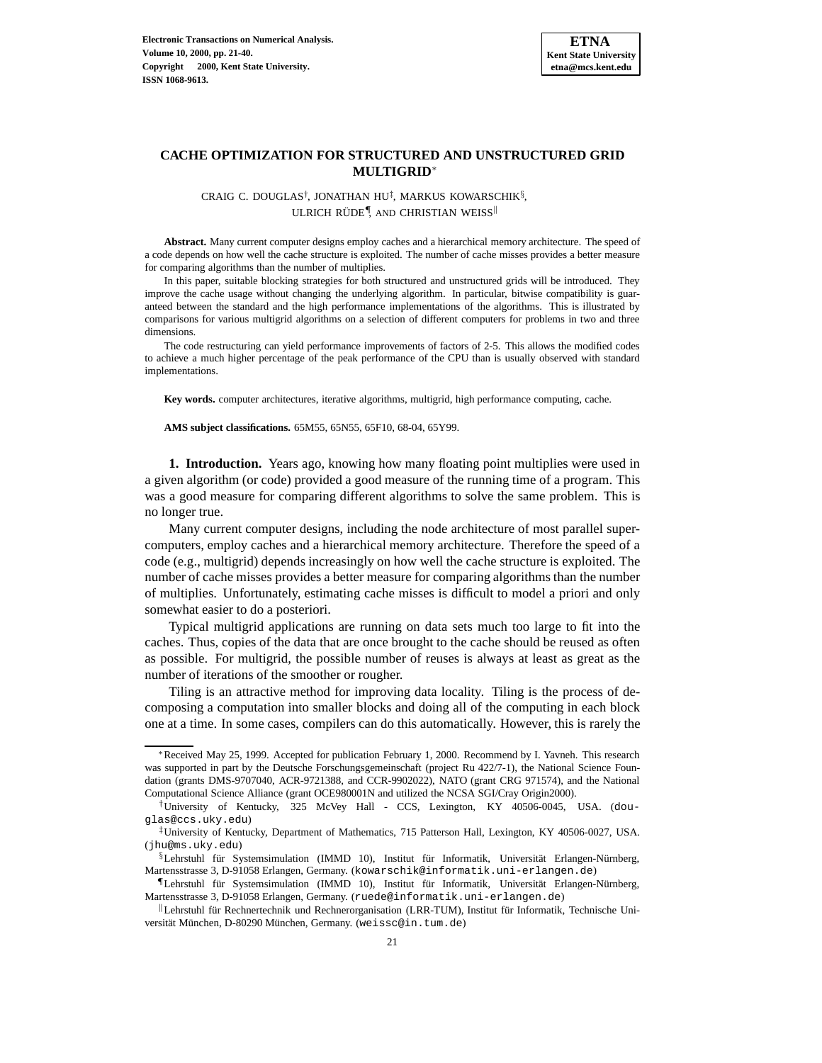# CACHE OPTIMIZATION FOR STRUCTURED AND UNSTRUCTURED GRID MULTIGRID[*]

CRAIG C. DOUGLAS[†], JONATHAN HU[‡], MARKUS KOWARSCHIK[§], ULRICH RÜDE[¶], AND CHRISTIAN WEISS[‖]

**Abstract.** Many current computer designs employ caches and a hierarchical memory architecture. The speed of a code depends on how well the cache structure is exploited. The number of cache misses provides a better measure for comparing algorithms than the number of multiplies.

In this paper, suitable blocking strategies for both structured and unstructured grids will be introduced. They improve the cache usage without changing the underlying algorithm. In particular, bitwise compatibility is guaranteed between the standard and the high performance implementations of the algorithms. This is illustrated by comparisons for various multigrid algorithms on a selection of different computers for problems in two and three dimensions.

The code restructuring can yield performance improvements of factors of 2-5. This allows the modified codes to achieve a much higher percentage of the peak performance of the CPU than is usually observed with standard implementations.

**Key words.** computer architectures, iterative algorithms, multigrid, high performance computing, cache.

**AMS subject classifications.** 65M55, 65N55, 65F10, 68-04, 65Y99.

**1. Introduction.** Years ago, knowing how many floating point multiplies were used in a given algorithm (or code) provided a good measure of the running time of a program. This was a good measure for comparing different algorithms to solve the same problem. This is no longer true.

Many current computer designs, including the node architecture of most parallel supercomputers, employ caches and a hierarchical memory architecture. Therefore the speed of a code (e.g., multigrid) depends increasingly on how well the cache structure is exploited. The number of cache misses provides a better measure for comparing algorithms than the number of multiplies. Unfortunately, estimating cache misses is difficult to model a priori and only somewhat easier to do a posteriori.

Typical multigrid applications are running on data sets much too large to fit into the caches. Thus, copies of the data that are once brought to the cache should be reused as often as possible. For multigrid, the possible number of reuses is always at least as great as the number of iterations of the smoother or rougher.

Tiling is an attractive method for improving data locality. Tiling is the process of decomposing a computation into smaller blocks and doing all of the computing in each block one at a time. In some cases, compilers can do this automatically. However, this is rarely the

---

[*]Received May 25, 1999. Accepted for publication February 1, 2000. Recommend by I. Yavneh. This research was supported in part by the Deutsche Forschungsgemeinschaft (project Ru 422/7-1), the National Science Foundation (grants DMS-9707040, ACR-9721388, and CCR-9902022), NATO (grant CRG 971574), and the National Computational Science Alliance (grant OCE980001N and utilized the NCSA SGI/Cray Origin2000).

[†]University of Kentucky, 325 McVey Hall - CCS, Lexington, KY 40506-0045, USA. (douglas@ccs.uky.edu)

[‡]University of Kentucky, Department of Mathematics, 715 Patterson Hall, Lexington, KY 40506-0027, USA. (jhu@ms.uky.edu)

[§]Lehrstuhl für Systemsimulation (IMMD 10), Institut für Informatik, Universität Erlangen-Nürnberg, Martensstrasse 3, D-91058 Erlangen, Germany. (kowarschik@informatik.uni-erlangen.de)

[¶]Lehrstuhl für Systemsimulation (IMMD 10), Institut für Informatik, Universität Erlangen-Nürnberg, Martensstrasse 3, D-91058 Erlangen, Germany. (ruede@informatik.uni-erlangen.de)

[‖]Lehrstuhl für Rechnertechnik und Rechnerorganisation (LRR-TUM), Institut für Informatik, Technische Universität München, D-80290 München, Germany. (weissc@in.tum.de)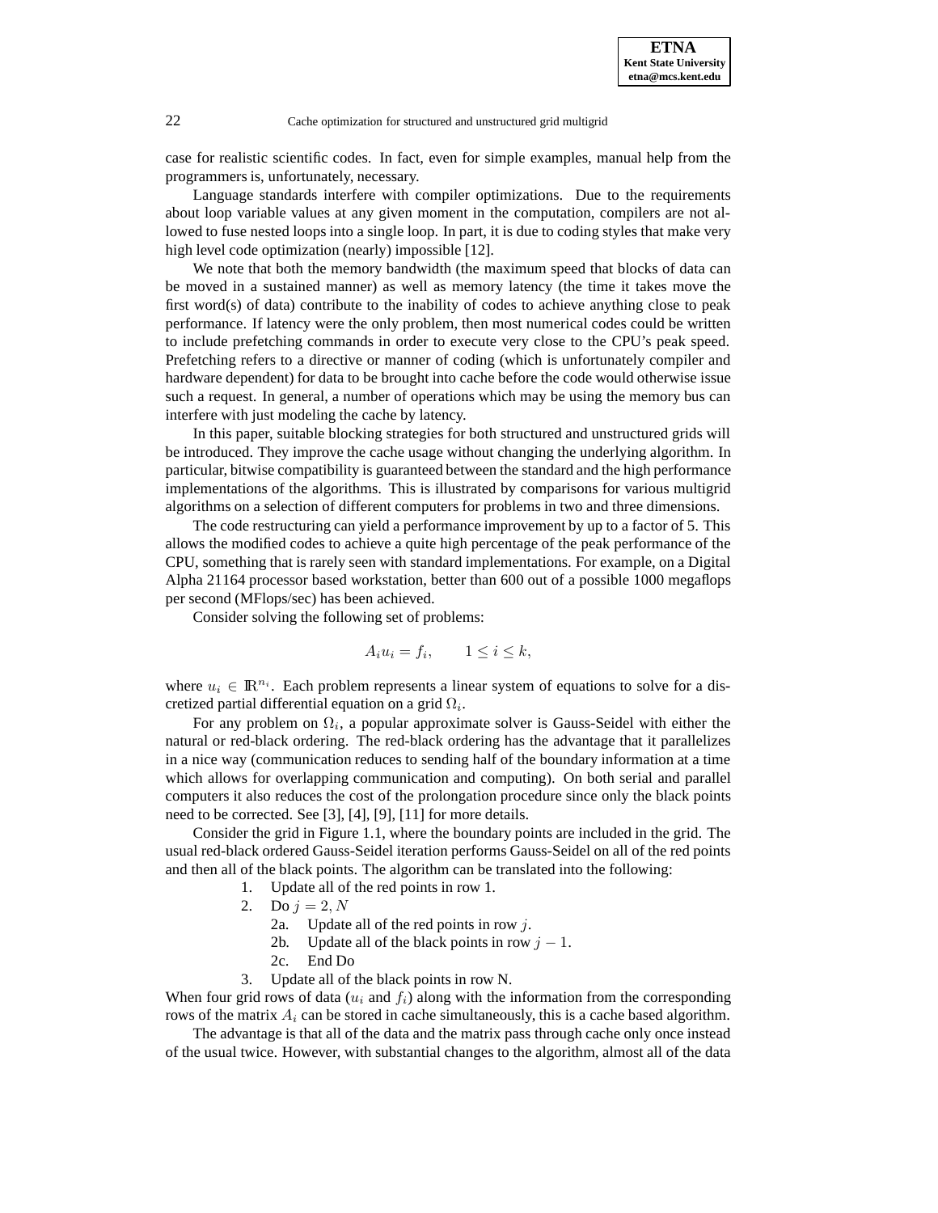case for realistic scientific codes. In fact, even for simple examples, manual help from the programmers is, unfortunately, necessary.

Language standards interfere with compiler optimizations. Due to the requirements about loop variable values at any given moment in the computation, compilers are not allowed to fuse nested loops into a single loop. In part, it is due to coding styles that make very high level code optimization (nearly) impossible [12].

We note that both the memory bandwidth (the maximum speed that blocks of data can be moved in a sustained manner) as well as memory latency (the time it takes move the first word(s) of data) contribute to the inability of codes to achieve anything close to peak performance. If latency were the only problem, then most numerical codes could be written to include prefetching commands in order to execute very close to the CPU's peak speed. Prefetching refers to a directive or manner of coding (which is unfortunately compiler and hardware dependent) for data to be brought into cache before the code would otherwise issue such a request. In general, a number of operations which may be using the memory bus can interfere with just modeling the cache by latency.

In this paper, suitable blocking strategies for both structured and unstructured grids will be introduced. They improve the cache usage without changing the underlying algorithm. In particular, bitwise compatibility is guaranteed between the standard and the high performance implementations of the algorithms. This is illustrated by comparisons for various multigrid algorithms on a selection of different computers for problems in two and three dimensions.

The code restructuring can yield a performance improvement by up to a factor of 5. This allows the modified codes to achieve a quite high percentage of the peak performance of the CPU, something that is rarely seen with standard implementations. For example, on a Digital Alpha 21164 processor based workstation, better than 600 out of a possible 1000 megaflops per second (MFlops/sec) has been achieved.

Consider solving the following set of problems:

$$A_i u_i = f_i, \qquad 1 \leq i \leq k,$$

where $u_i \in \mathbb{R}^{n_i}$. Each problem represents a linear system of equations to solve for a discretized partial differential equation on a grid $\Omega_i$.

For any problem on $\Omega_i$, a popular approximate solver is Gauss-Seidel with either the natural or red-black ordering. The red-black ordering has the advantage that it parallelizes in a nice way (communication reduces to sending half of the boundary information at a time which allows for overlapping communication and computing). On both serial and parallel computers it also reduces the cost of the prolongation procedure since only the black points need to be corrected. See [3], [4], [9], [11] for more details.

Consider the grid in Figure 1.1, where the boundary points are included in the grid. The usual red-black ordered Gauss-Seidel iteration performs Gauss-Seidel on all of the red points and then all of the black points. The algorithm can be translated into the following:

1. Update all of the red points in row 1.
2. Do $j = 2, N$
   - 2a. Update all of the red points in row $j$.
   - 2b. Update all of the black points in row $j - 1$.
   - 2c. End Do
3. Update all of the black points in row N.

When four grid rows of data ($u_i$ and $f_i$) along with the information from the corresponding rows of the matrix $A_i$ can be stored in cache simultaneously, this is a cache based algorithm.

The advantage is that all of the data and the matrix pass through cache only once instead of the usual twice. However, with substantial changes to the algorithm, almost all of the data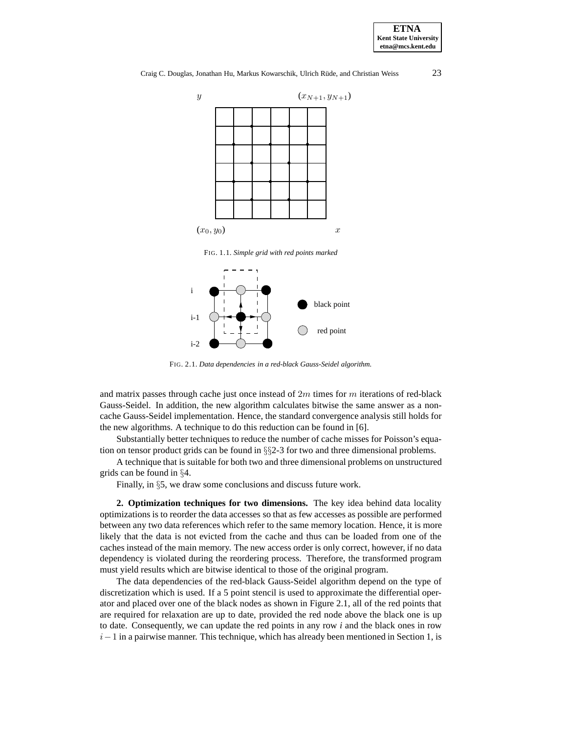FIG. 1.1. *Simple grid with red points marked*

FIG. 2.1. *Data dependencies in a red-black Gauss-Seidel algorithm.*

and matrix passes through cache just once instead of $2m$ times for $m$ iterations of red-black Gauss-Seidel. In addition, the new algorithm calculates bitwise the same answer as a non-cache Gauss-Seidel implementation. Hence, the standard convergence analysis still holds for the new algorithms. A technique to do this reduction can be found in [6].

Substantially better techniques to reduce the number of cache misses for Poisson's equation on tensor product grids can be found in §§2-3 for two and three dimensional problems.

A technique that is suitable for both two and three dimensional problems on unstructured grids can be found in §4.

Finally, in §5, we draw some conclusions and discuss future work.

## 2. Optimization techniques for two dimensions.

The key idea behind data locality optimizations is to reorder the data accesses so that as few accesses as possible are performed between any two data references which refer to the same memory location. Hence, it is more likely that the data is not evicted from the cache and thus can be loaded from one of the caches instead of the main memory. The new access order is only correct, however, if no data dependency is violated during the reordering process. Therefore, the transformed program must yield results which are bitwise identical to those of the original program.

The data dependencies of the red-black Gauss-Seidel algorithm depend on the type of discretization which is used. If a 5 point stencil is used to approximate the differential operator and placed over one of the black nodes as shown in Figure 2.1, all of the red points that are required for relaxation are up to date, provided the red node above the black one is up to date. Consequently, we can update the red points in any row *i* and the black ones in row $i-1$ in a pairwise manner. This technique, which has already been mentioned in Section 1, is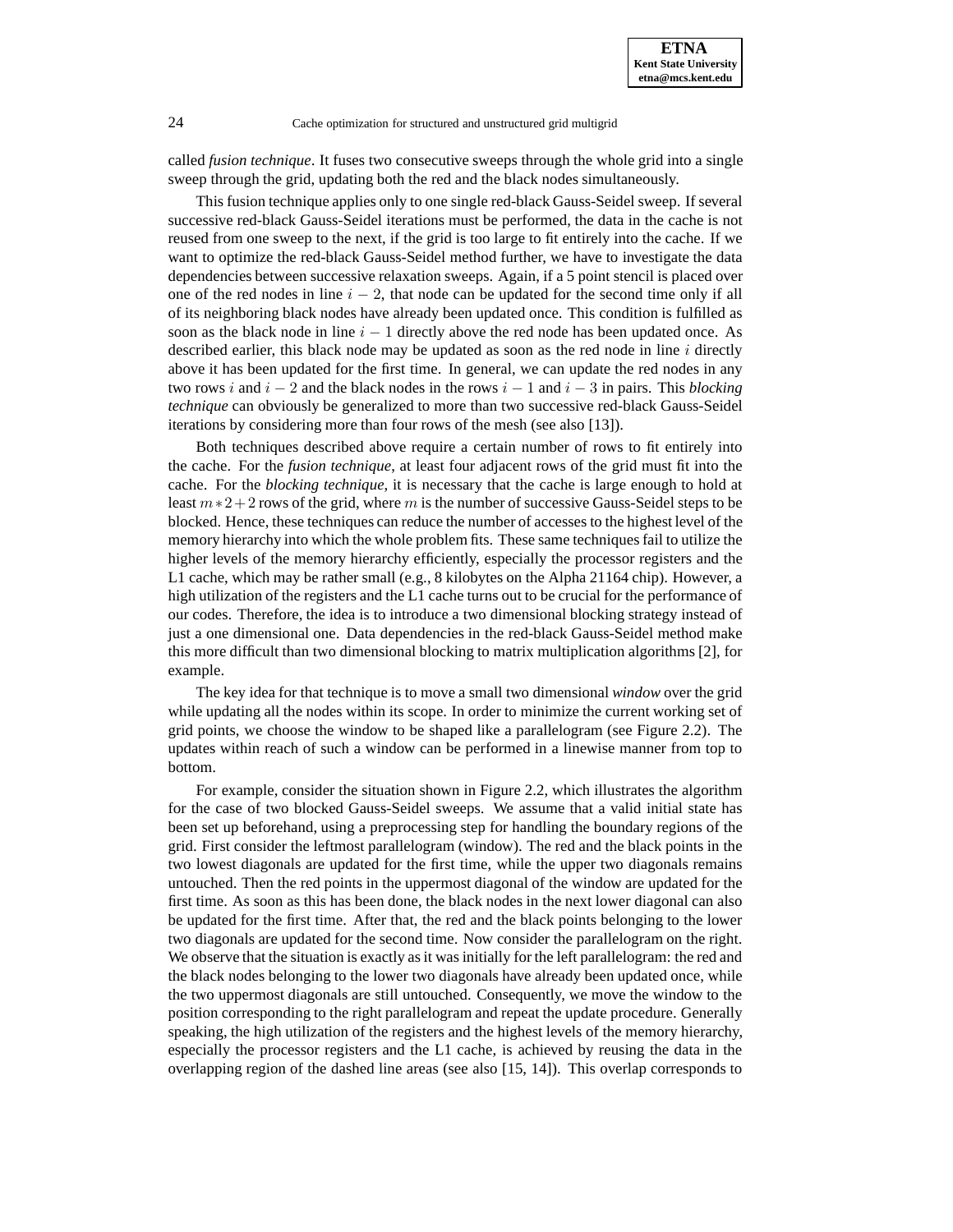called *fusion technique*. It fuses two consecutive sweeps through the whole grid into a single sweep through the grid, updating both the red and the black nodes simultaneously.

This fusion technique applies only to one single red-black Gauss-Seidel sweep. If several successive red-black Gauss-Seidel iterations must be performed, the data in the cache is not reused from one sweep to the next, if the grid is too large to fit entirely into the cache. If we want to optimize the red-black Gauss-Seidel method further, we have to investigate the data dependencies between successive relaxation sweeps. Again, if a 5 point stencil is placed over one of the red nodes in line $i - 2$, that node can be updated for the second time only if all of its neighboring black nodes have already been updated once. This condition is fulfilled as soon as the black node in line $i - 1$ directly above the red node has been updated once. As described earlier, this black node may be updated as soon as the red node in line $i$ directly above it has been updated for the first time. In general, we can update the red nodes in any two rows $i$ and $i - 2$ and the black nodes in the rows $i - 1$ and $i - 3$ in pairs. This *blocking technique* can obviously be generalized to more than two successive red-black Gauss-Seidel iterations by considering more than four rows of the mesh (see also [13]).

Both techniques described above require a certain number of rows to fit entirely into the cache. For the *fusion technique*, at least four adjacent rows of the grid must fit into the cache. For the *blocking technique*, it is necessary that the cache is large enough to hold at least $m * 2 + 2$ rows of the grid, where $m$ is the number of successive Gauss-Seidel steps to be blocked. Hence, these techniques can reduce the number of accesses to the highest level of the memory hierarchy into which the whole problem fits. These same techniques fail to utilize the higher levels of the memory hierarchy efficiently, especially the processor registers and the L1 cache, which may be rather small (e.g., 8 kilobytes on the Alpha 21164 chip). However, a high utilization of the registers and the L1 cache turns out to be crucial for the performance of our codes. Therefore, the idea is to introduce a two dimensional blocking strategy instead of just a one dimensional one. Data dependencies in the red-black Gauss-Seidel method make this more difficult than two dimensional blocking to matrix multiplication algorithms [2], for example.

The key idea for that technique is to move a small two dimensional *window* over the grid while updating all the nodes within its scope. In order to minimize the current working set of grid points, we choose the window to be shaped like a parallelogram (see Figure 2.2). The updates within reach of such a window can be performed in a linewise manner from top to bottom.

For example, consider the situation shown in Figure 2.2, which illustrates the algorithm for the case of two blocked Gauss-Seidel sweeps. We assume that a valid initial state has been set up beforehand, using a preprocessing step for handling the boundary regions of the grid. First consider the leftmost parallelogram (window). The red and the black points in the two lowest diagonals are updated for the first time, while the upper two diagonals remains untouched. Then the red points in the uppermost diagonal of the window are updated for the first time. As soon as this has been done, the black nodes in the next lower diagonal can also be updated for the first time. After that, the red and the black points belonging to the lower two diagonals are updated for the second time. Now consider the parallelogram on the right. We observe that the situation is exactly as it was initially for the left parallelogram: the red and the black nodes belonging to the lower two diagonals have already been updated once, while the two uppermost diagonals are still untouched. Consequently, we move the window to the position corresponding to the right parallelogram and repeat the update procedure. Generally speaking, the high utilization of the registers and the highest levels of the memory hierarchy, especially the processor registers and the L1 cache, is achieved by reusing the data in the overlapping region of the dashed line areas (see also [15, 14]). This overlap corresponds to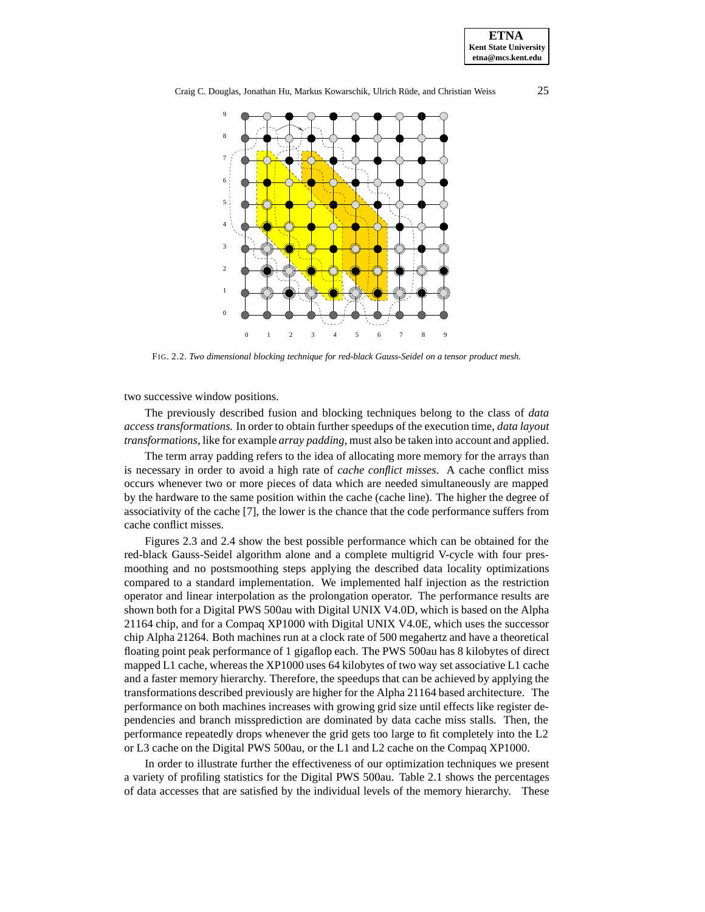FIG. 2.2. *Two dimensional blocking technique for red-black Gauss-Seidel on a tensor product mesh.*

two successive window positions.

The previously described fusion and blocking techniques belong to the class of *data access transformations.* In order to obtain further speedups of the execution time, *data layout transformations*, like for example *array padding*, must also be taken into account and applied.

The term array padding refers to the idea of allocating more memory for the arrays than is necessary in order to avoid a high rate of *cache conflict misses.* A cache conflict miss occurs whenever two or more pieces of data which are needed simultaneously are mapped by the hardware to the same position within the cache (cache line). The higher the degree of associativity of the cache [7], the lower is the chance that the code performance suffers from cache conflict misses.

Figures 2.3 and 2.4 show the best possible performance which can be obtained for the red-black Gauss-Seidel algorithm alone and a complete multigrid V-cycle with four presmoothing and no postsmoothing steps applying the described data locality optimizations compared to a standard implementation. We implemented half injection as the restriction operator and linear interpolation as the prolongation operator. The performance results are shown both for a Digital PWS 500au with Digital UNIX V4.0D, which is based on the Alpha 21164 chip, and for a Compaq XP1000 with Digital UNIX V4.0E, which uses the successor chip Alpha 21264. Both machines run at a clock rate of 500 megahertz and have a theoretical floating point peak performance of 1 gigaflop each. The PWS 500au has 8 kilobytes of direct mapped L1 cache, whereas the XP1000 uses 64 kilobytes of two way set associative L1 cache and a faster memory hierarchy. Therefore, the speedups that can be achieved by applying the transformations described previously are higher for the Alpha 21164 based architecture. The performance on both machines increases with growing grid size until effects like register dependencies and branch missprediction are dominated by data cache miss stalls. Then, the performance repeatedly drops whenever the grid gets too large to fit completely into the L2 or L3 cache on the Digital PWS 500au, or the L1 and L2 cache on the Compaq XP1000.

In order to illustrate further the effectiveness of our optimization techniques we present a variety of profiling statistics for the Digital PWS 500au. Table 2.1 shows the percentages of data accesses that are satisfied by the individual levels of the memory hierarchy. These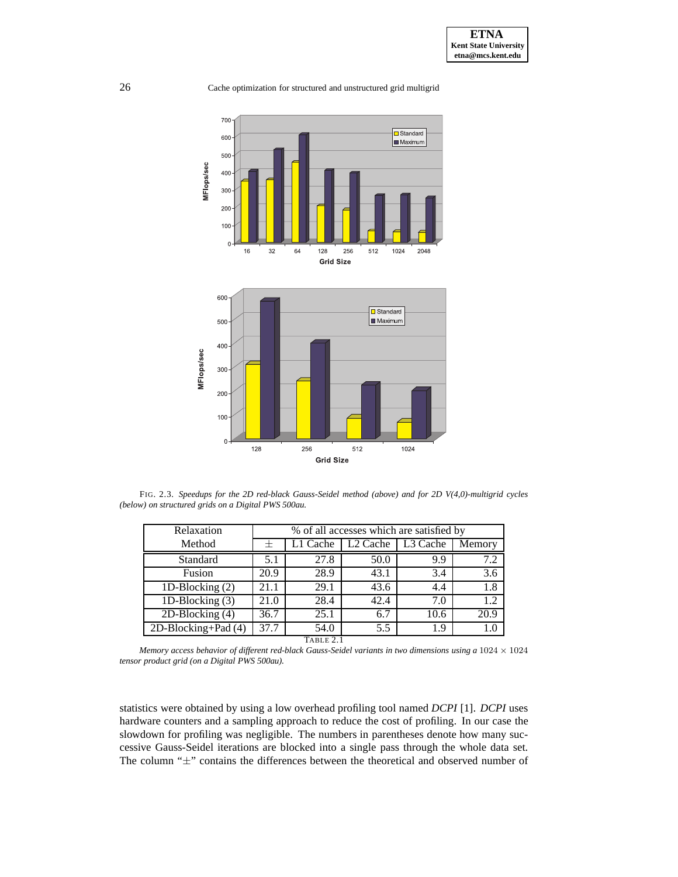FIG. 2.3. *Speedups for the 2D red-black Gauss-Seidel method (above) and for 2D V(4,0)-multigrid cycles (below) on structured grids on a Digital PWS 500au.*

| Relaxation Method | % of all accesses which are satisfied by | | | | |
|---|---|---|---|---|---|
| | $\pm$ | L1 Cache | L2 Cache | L3 Cache | Memory |
| Standard | 5.1 | 27.8 | 50.0 | 9.9 | 7.2 |
| Fusion | 20.9 | 28.9 | 43.1 | 3.4 | 3.6 |
| 1D-Blocking (2) | 21.1 | 29.1 | 43.6 | 4.4 | 1.8 |
| 1D-Blocking (3) | 21.0 | 28.4 | 42.4 | 7.0 | 1.2 |
| 2D-Blocking (4) | 36.7 | 25.1 | 6.7 | 10.6 | 20.9 |
| 2D-Blocking+Pad (4) | 37.7 | 54.0 | 5.5 | 1.9 | 1.0 |

TABLE 2.1

*Memory access behavior of different red-black Gauss-Seidel variants in two dimensions using a* $1024 \times 1024$ *tensor product grid (on a Digital PWS 500au).*

statistics were obtained by using a low overhead profiling tool named *DCPI* [1]. *DCPI* uses hardware counters and a sampling approach to reduce the cost of profiling. In our case the slowdown for profiling was negligible. The numbers in parentheses denote how many successive Gauss-Seidel iterations are blocked into a single pass through the whole data set. The column "$\pm$" contains the differences between the theoretical and observed number of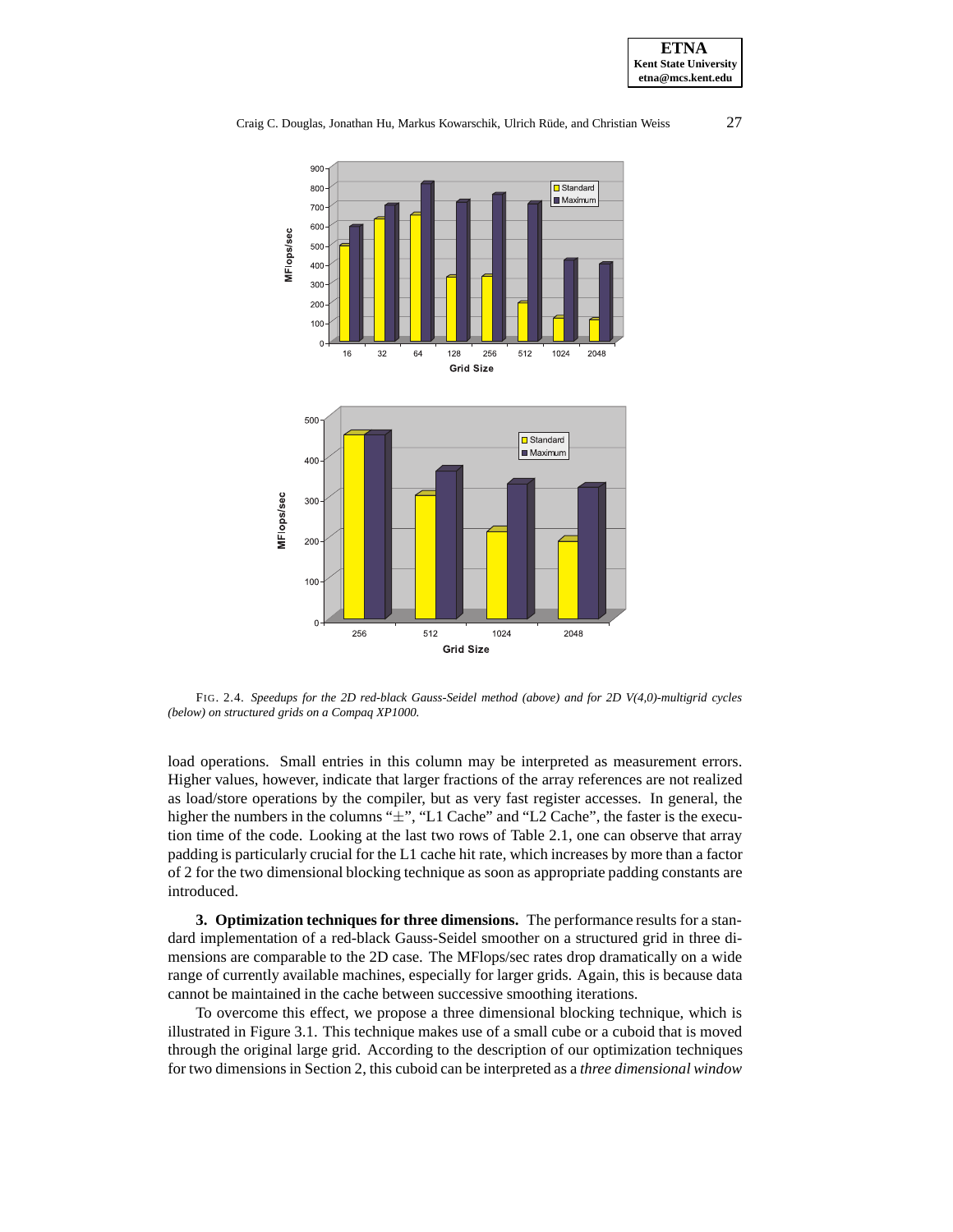FIG. 2.4. *Speedups for the 2D red-black Gauss-Seidel method (above) and for 2D V(4,0)-multigrid cycles (below) on structured grids on a Compaq XP1000.*

load operations. Small entries in this column may be interpreted as measurement errors. Higher values, however, indicate that larger fractions of the array references are not realized as load/store operations by the compiler, but as very fast register accesses. In general, the higher the numbers in the columns "$\pm$", "L1 Cache" and "L2 Cache", the faster is the execution time of the code. Looking at the last two rows of Table 2.1, one can observe that array padding is particularly crucial for the L1 cache hit rate, which increases by more than a factor of 2 for the two dimensional blocking technique as soon as appropriate padding constants are introduced.

## 3. Optimization techniques for three dimensions.

The performance results for a standard implementation of a red-black Gauss-Seidel smoother on a structured grid in three dimensions are comparable to the 2D case. The MFlops/sec rates drop dramatically on a wide range of currently available machines, especially for larger grids. Again, this is because data cannot be maintained in the cache between successive smoothing iterations.

To overcome this effect, we propose a three dimensional blocking technique, which is illustrated in Figure 3.1. This technique makes use of a small cube or a cuboid that is moved through the original large grid. According to the description of our optimization techniques for two dimensions in Section 2, this cuboid can be interpreted as a *three dimensional window*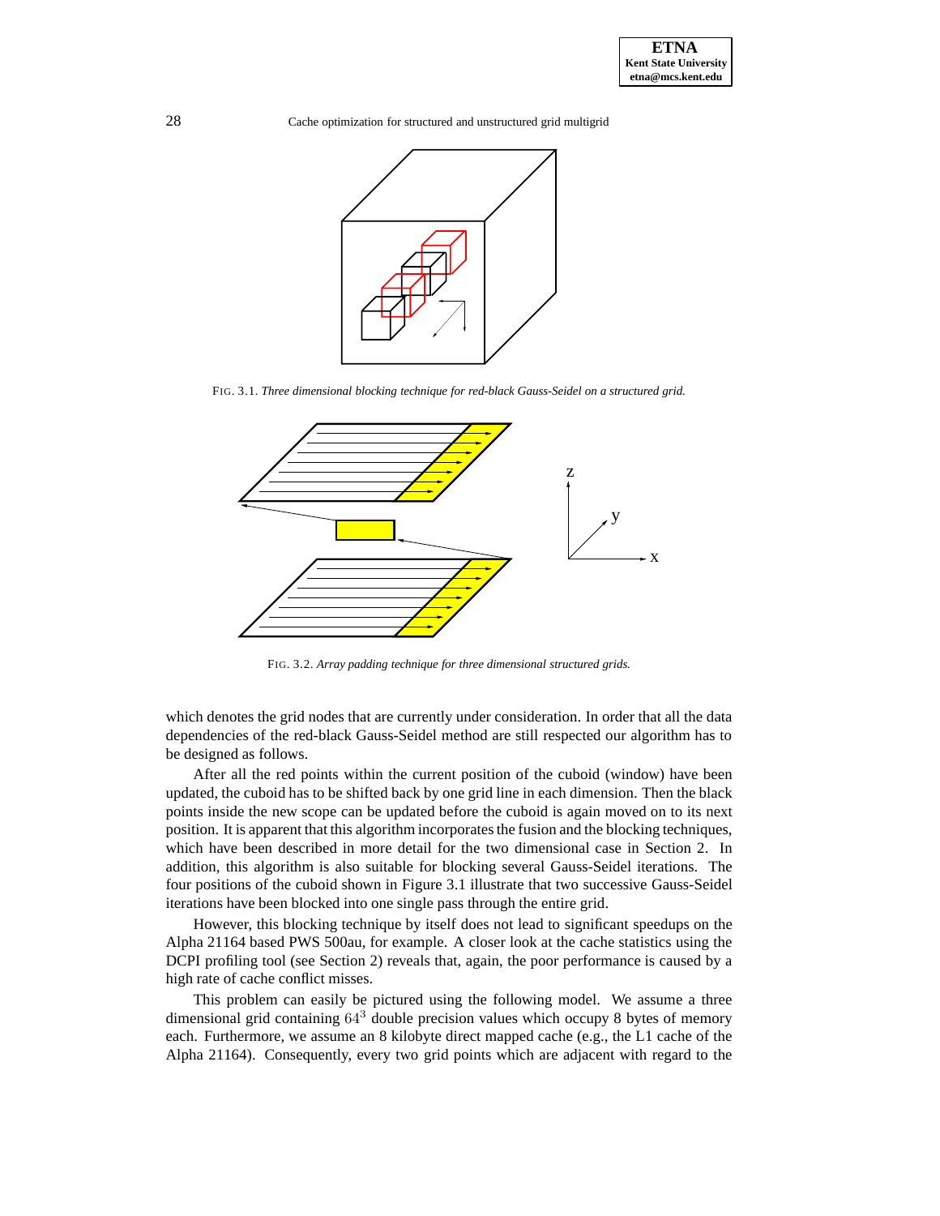FIG. 3.1. *Three dimensional blocking technique for red-black Gauss-Seidel on a structured grid.*

FIG. 3.2. *Array padding technique for three dimensional structured grids.*

which denotes the grid nodes that are currently under consideration. In order that all the data dependencies of the red-black Gauss-Seidel method are still respected our algorithm has to be designed as follows.

After all the red points within the current position of the cuboid (window) have been updated, the cuboid has to be shifted back by one grid line in each dimension. Then the black points inside the new scope can be updated before the cuboid is again moved on to its next position. It is apparent that this algorithm incorporates the fusion and the blocking techniques, which have been described in more detail for the two dimensional case in Section 2. In addition, this algorithm is also suitable for blocking several Gauss-Seidel iterations. The four positions of the cuboid shown in Figure 3.1 illustrate that two successive Gauss-Seidel iterations have been blocked into one single pass through the entire grid.

However, this blocking technique by itself does not lead to significant speedups on the Alpha 21164 based PWS 500au, for example. A closer look at the cache statistics using the DCPI profiling tool (see Section 2) reveals that, again, the poor performance is caused by a high rate of cache conflict misses.

This problem can easily be pictured using the following model. We assume a three dimensional grid containing $64^3$ double precision values which occupy 8 bytes of memory each. Furthermore, we assume an 8 kilobyte direct mapped cache (e.g., the L1 cache of the Alpha 21164). Consequently, every two grid points which are adjacent with regard to the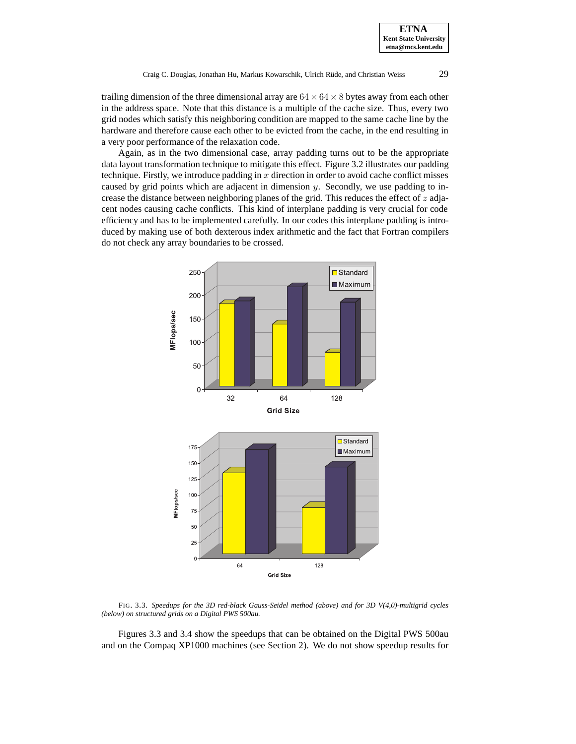trailing dimension of the three dimensional array are $64 \times 64 \times 8$ bytes away from each other in the address space. Note that this distance is a multiple of the cache size. Thus, every two grid nodes which satisfy this neighboring condition are mapped to the same cache line by the hardware and therefore cause each other to be evicted from the cache, in the end resulting in a very poor performance of the relaxation code.

Again, as in the two dimensional case, array padding turns out to be the appropriate data layout transformation technique to mitigate this effect. Figure 3.2 illustrates our padding technique. Firstly, we introduce padding in $x$ direction in order to avoid cache conflict misses caused by grid points which are adjacent in dimension $y$. Secondly, we use padding to increase the distance between neighboring planes of the grid. This reduces the effect of $z$ adjacent nodes causing cache conflicts. This kind of interplane padding is very crucial for code efficiency and has to be implemented carefully. In our codes this interplane padding is introduced by making use of both dexterous index arithmetic and the fact that Fortran compilers do not check any array boundaries to be crossed.

FIG. 3.3. *Speedups for the 3D red-black Gauss-Seidel method (above) and for 3D V(4,0)-multigrid cycles (below) on structured grids on a Digital PWS 500au.*

Figures 3.3 and 3.4 show the speedups that can be obtained on the Digital PWS 500au and on the Compaq XP1000 machines (see Section 2). We do not show speedup results for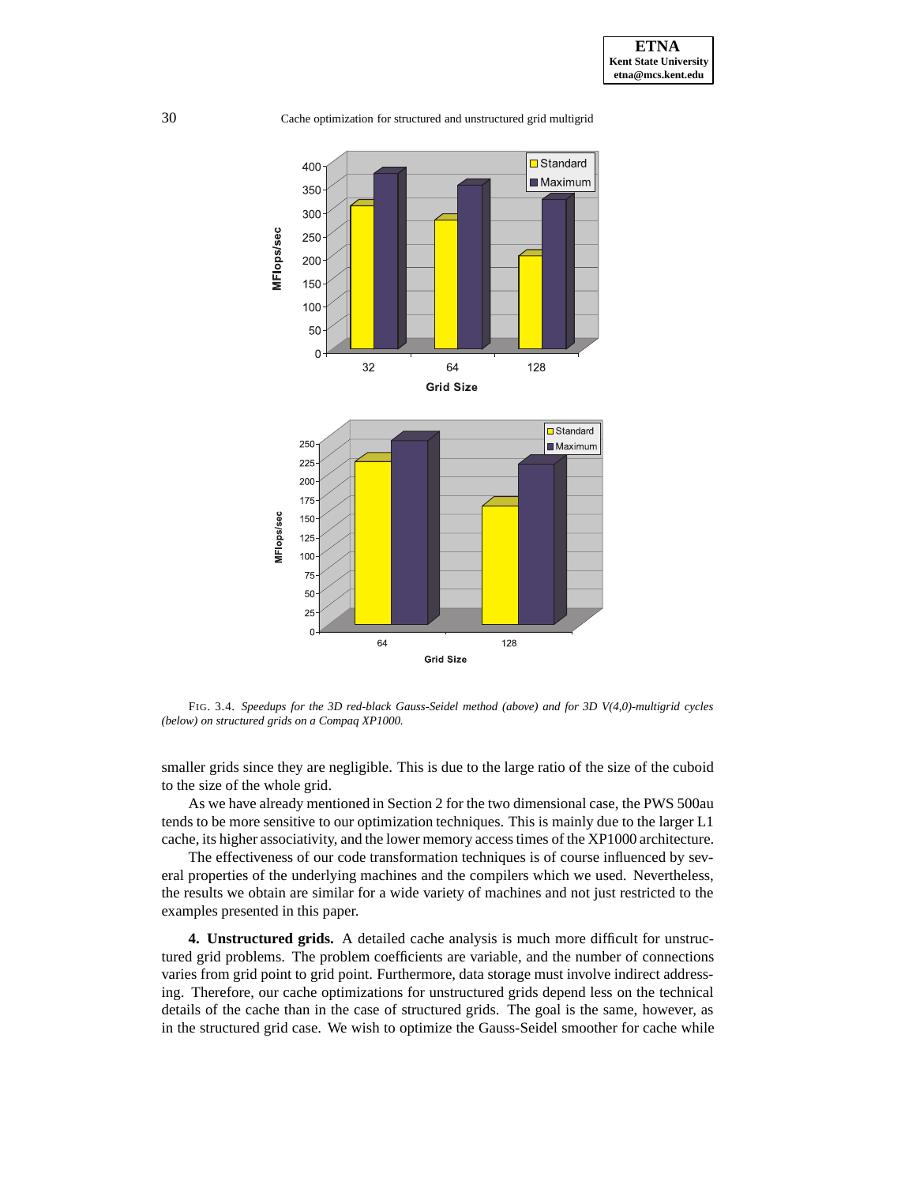FIG. 3.4. *Speedups for the 3D red-black Gauss-Seidel method (above) and for 3D V(4,0)-multigrid cycles (below) on structured grids on a Compaq XP1000.*

smaller grids since they are negligible. This is due to the large ratio of the size of the cuboid to the size of the whole grid.

As we have already mentioned in Section 2 for the two dimensional case, the PWS 500au tends to be more sensitive to our optimization techniques. This is mainly due to the larger L1 cache, its higher associativity, and the lower memory access times of the XP1000 architecture.

The effectiveness of our code transformation techniques is of course influenced by several properties of the underlying machines and the compilers which we used. Nevertheless, the results we obtain are similar for a wide variety of machines and not just restricted to the examples presented in this paper.

**4. Unstructured grids.** A detailed cache analysis is much more difficult for unstructured grid problems. The problem coefficients are variable, and the number of connections varies from grid point to grid point. Furthermore, data storage must involve indirect addressing. Therefore, our cache optimizations for unstructured grids depend less on the technical details of the cache than in the case of structured grids. The goal is the same, however, as in the structured grid case. We wish to optimize the Gauss-Seidel smoother for cache while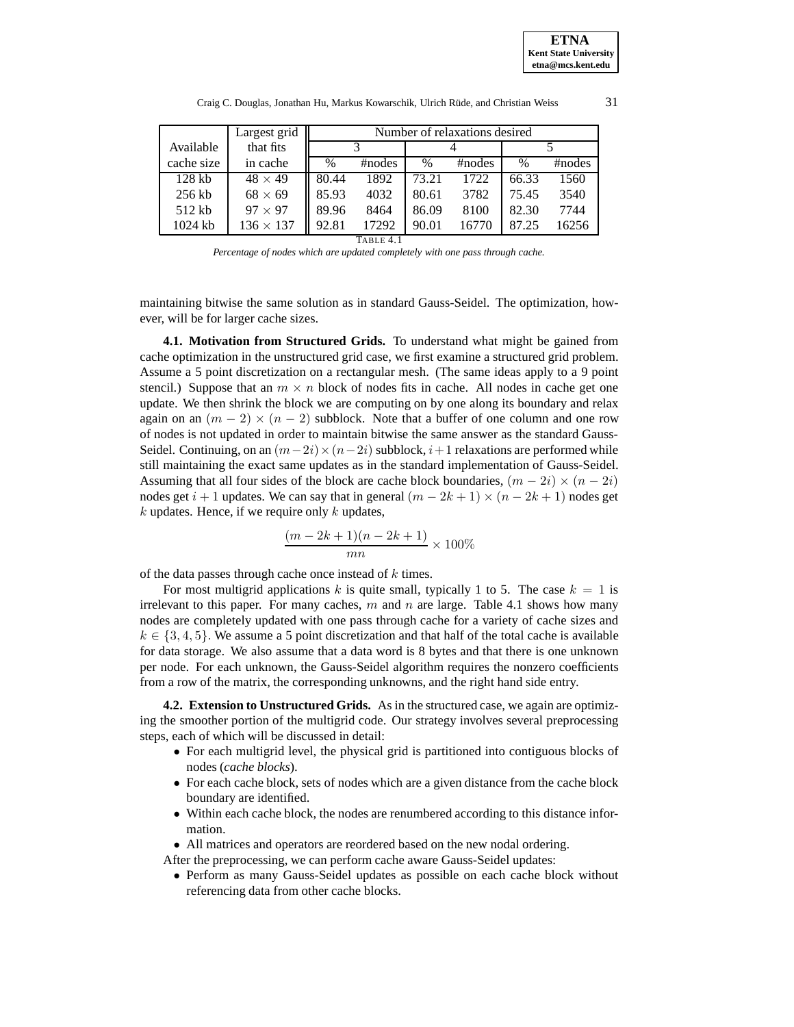| Available cache size | Largest grid that fits in cache | Number of relaxations desired | | | | | |
|---|---|---|---|---|---|---|---|
| | | 3 | | 4 | | 5 | |
| | | % | #nodes | % | #nodes | % | #nodes |
| 128 kb | $48 \times 49$ | 80.44 | 1892 | 73.21 | 1722 | 66.33 | 1560 |
| 256 kb | $68 \times 69$ | 85.93 | 4032 | 80.61 | 3782 | 75.45 | 3540 |
| 512 kb | $97 \times 97$ | 89.96 | 8464 | 86.09 | 8100 | 82.30 | 7744 |
| 1024 kb | $136 \times 137$ | 92.81 | 17292 | 90.01 | 16770 | 87.25 | 16256 |

TABLE 4.1

*Percentage of nodes which are updated completely with one pass through cache.*

maintaining bitwise the same solution as in standard Gauss-Seidel. The optimization, however, will be for larger cache sizes.

**4.1. Motivation from Structured Grids.** To understand what might be gained from cache optimization in the unstructured grid case, we first examine a structured grid problem. Assume a 5 point discretization on a rectangular mesh. (The same ideas apply to a 9 point stencil.) Suppose that an $m \times n$ block of nodes fits in cache. All nodes in cache get one update. We then shrink the block we are computing on by one along its boundary and relax again on an $(m-2) \times (n-2)$ subblock. Note that a buffer of one column and one row of nodes is not updated in order to maintain bitwise the same answer as the standard Gauss-Seidel. Continuing, on an $(m-2i) \times (n-2i)$ subblock, $i+1$ relaxations are performed while still maintaining the exact same updates as in the standard implementation of Gauss-Seidel. Assuming that all four sides of the block are cache block boundaries, $(m-2i) \times (n-2i)$ nodes get $i+1$ updates. We can say that in general $(m-2k+1) \times (n-2k+1)$ nodes get $k$ updates. Hence, if we require only $k$ updates,

$$\frac{(m-2k+1)(n-2k+1)}{mn} \times 100\%$$

of the data passes through cache once instead of $k$ times.

For most multigrid applications $k$ is quite small, typically 1 to 5. The case $k = 1$ is irrelevant to this paper. For many caches, $m$ and $n$ are large. Table 4.1 shows how many nodes are completely updated with one pass through cache for a variety of cache sizes and $k \in \{3, 4, 5\}$. We assume a 5 point discretization and that half of the total cache is available for data storage. We also assume that a data word is 8 bytes and that there is one unknown per node. For each unknown, the Gauss-Seidel algorithm requires the nonzero coefficients from a row of the matrix, the corresponding unknowns, and the right hand side entry.

**4.2. Extension to Unstructured Grids.** As in the structured case, we again are optimizing the smoother portion of the multigrid code. Our strategy involves several preprocessing steps, each of which will be discussed in detail:

- For each multigrid level, the physical grid is partitioned into contiguous blocks of nodes (*cache blocks*).
- For each cache block, sets of nodes which are a given distance from the cache block boundary are identified.
- Within each cache block, the nodes are renumbered according to this distance information.
- All matrices and operators are reordered based on the new nodal ordering.

After the preprocessing, we can perform cache aware Gauss-Seidel updates:

- Perform as many Gauss-Seidel updates as possible on each cache block without referencing data from other cache blocks.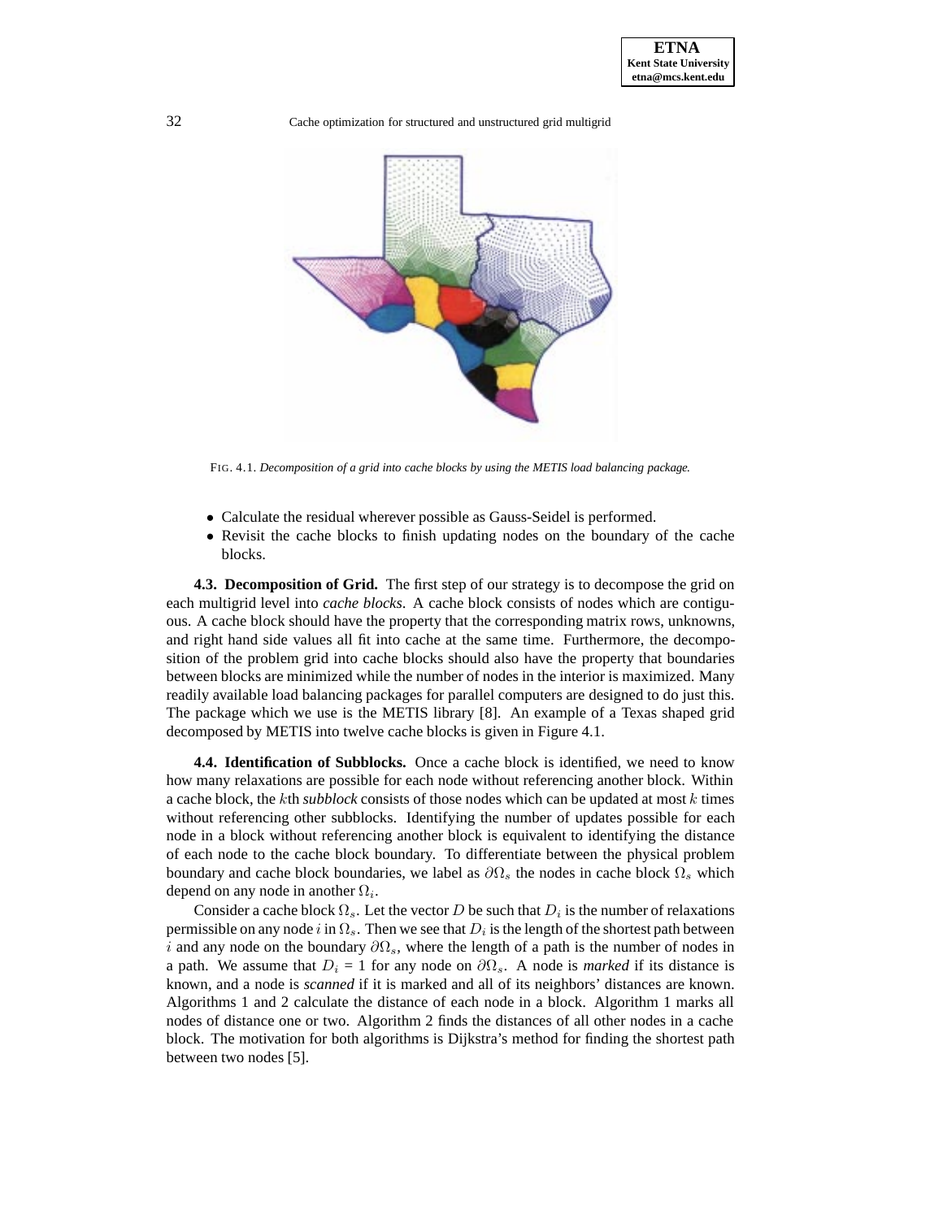FIG. 4.1. *Decomposition of a grid into cache blocks by using the METIS load balancing package.*

- Calculate the residual wherever possible as Gauss-Seidel is performed.
- Revisit the cache blocks to finish updating nodes on the boundary of the cache blocks.

**4.3. Decomposition of Grid.** The first step of our strategy is to decompose the grid on each multigrid level into *cache blocks*. A cache block consists of nodes which are contiguous. A cache block should have the property that the corresponding matrix rows, unknowns, and right hand side values all fit into cache at the same time. Furthermore, the decomposition of the problem grid into cache blocks should also have the property that boundaries between blocks are minimized while the number of nodes in the interior is maximized. Many readily available load balancing packages for parallel computers are designed to do just this. The package which we use is the METIS library [8]. An example of a Texas shaped grid decomposed by METIS into twelve cache blocks is given in Figure 4.1.

**4.4. Identification of Subblocks.** Once a cache block is identified, we need to know how many relaxations are possible for each node without referencing another block. Within a cache block, the $k$th *subblock* consists of those nodes which can be updated at most $k$ times without referencing other subblocks. Identifying the number of updates possible for each node in a block without referencing another block is equivalent to identifying the distance of each node to the cache block boundary. To differentiate between the physical problem boundary and cache block boundaries, we label as $\partial\Omega_s$ the nodes in cache block $\Omega_s$ which depend on any node in another $\Omega_i$.

Consider a cache block $\Omega_s$. Let the vector $D$ be such that $D_i$ is the number of relaxations permissible on any node $i$ in $\Omega_s$. Then we see that $D_i$ is the length of the shortest path between $i$ and any node on the boundary $\partial\Omega_s$, where the length of a path is the number of nodes in a path. We assume that $D_i = 1$ for any node on $\partial\Omega_s$. A node is *marked* if its distance is known, and a node is *scanned* if it is marked and all of its neighbors' distances are known. Algorithms 1 and 2 calculate the distance of each node in a block. Algorithm 1 marks all nodes of distance one or two. Algorithm 2 finds the distances of all other nodes in a cache block. The motivation for both algorithms is Dijkstra's method for finding the shortest path between two nodes [5].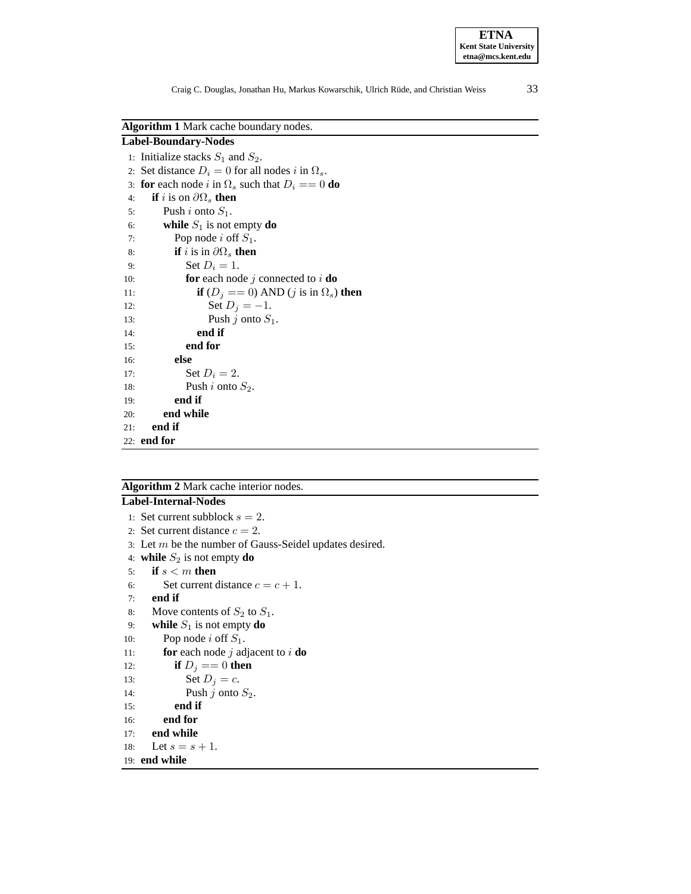**Algorithm 1** Mark cache boundary nodes.

**Label-Boundary-Nodes**

```
 1: Initialize stacks S_1 and S_2.
 2: Set distance D_i = 0 for all nodes i in Ω_s.
 3: for each node i in Ω_s such that D_i == 0 do
 4:    if i is on ∂Ω_s then
 5:       Push i onto S_1.
 6:       while S_1 is not empty do
 7:          Pop node i off S_1.
 8:          if i is in ∂Ω_s then
 9:             Set D_i = 1.
10:             for each node j connected to i do
11:                if (D_j == 0) AND (j is in Ω_s) then
12:                   Set D_j = −1.
13:                   Push j onto S_1.
14:                end if
15:             end for
16:          else
17:             Set D_i = 2.
18:             Push i onto S_2.
19:          end if
20:       end while
21:    end if
22: end for
```

**Algorithm 2** Mark cache interior nodes.

**Label-Internal-Nodes**

```
 1: Set current subblock s = 2.
 2: Set current distance c = 2.
 3: Let m be the number of Gauss-Seidel updates desired.
 4: while S_2 is not empty do
 5:    if s < m then
 6:       Set current distance c = c + 1.
 7:    end if
 8:    Move contents of S_2 to S_1.
 9:    while S_1 is not empty do
10:       Pop node i off S_1.
11:       for each node j adjacent to i do
12:          if D_j == 0 then
13:             Set D_j = c.
14:             Push j onto S_2.
15:          end if
16:       end for
17:    end while
18:    Let s = s + 1.
19: end while
```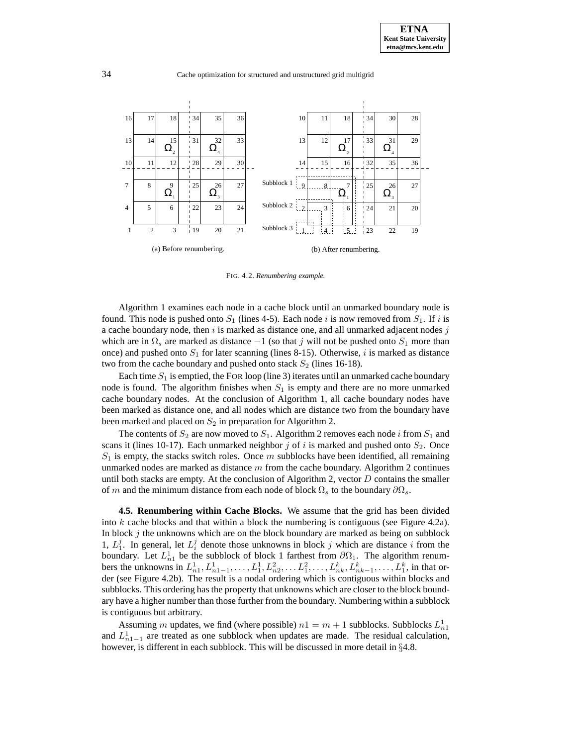FIG. 4.2. *Renumbering example.*

(a) Before renumbering.

(b) After renumbering.

Algorithm 1 examines each node in a cache block until an unmarked boundary node is found. This node is pushed onto $S_1$ (lines 4-5). Each node $i$ is now removed from $S_1$. If $i$ is a cache boundary node, then $i$ is marked as distance one, and all unmarked adjacent nodes $j$ which are in $\Omega_s$ are marked as distance $-1$ (so that $j$ will not be pushed onto $S_1$ more than once) and pushed onto $S_1$ for later scanning (lines 8-15). Otherwise, $i$ is marked as distance two from the cache boundary and pushed onto stack $S_2$ (lines 16-18).

Each time $S_1$ is emptied, the FOR loop (line 3) iterates until an unmarked cache boundary node is found. The algorithm finishes when $S_1$ is empty and there are no more unmarked cache boundary nodes. At the conclusion of Algorithm 1, all cache boundary nodes have been marked as distance one, and all nodes which are distance two from the boundary have been marked and placed on $S_2$ in preparation for Algorithm 2.

The contents of $S_2$ are now moved to $S_1$. Algorithm 2 removes each node $i$ from $S_1$ and scans it (lines 10-17). Each unmarked neighbor $j$ of $i$ is marked and pushed onto $S_2$. Once $S_1$ is empty, the stacks switch roles. Once $m$ subblocks have been identified, all remaining unmarked nodes are marked as distance $m$ from the cache boundary. Algorithm 2 continues until both stacks are empty. At the conclusion of Algorithm 2, vector $D$ contains the smaller of $m$ and the minimum distance from each node of block $\Omega_s$ to the boundary $\partial\Omega_s$.

**4.5. Renumbering within Cache Blocks.** We assume that the grid has been divided into $k$ cache blocks and that within a block the numbering is contiguous (see Figure 4.2a). In block $j$ the unknowns which are on the block boundary are marked as being on subblock 1, $L_1^j$. In general, let $L_i^j$ denote those unknowns in block $j$ which are distance $i$ from the boundary. Let $L_{n1}^1$ be the subblock of block 1 farthest from $\partial\Omega_1$. The algorithm renumbers the unknowns in $L_{n1}^1, L_{n1-1}^1, \ldots, L_1^1, L_{n2}^2, \ldots L_1^2, \ldots, L_{nk}^k, L_{nk-1}^k, \ldots, L_1^k$, in that order (see Figure 4.2b). The result is a nodal ordering which is contiguous within blocks and subblocks. This ordering has the property that unknowns which are closer to the block boundary have a higher number than those further from the boundary. Numbering within a subblock is contiguous but arbitrary.

Assuming $m$ updates, we find (where possible) $n1 = m + 1$ subblocks. Subblocks $L_{n1}^1$ and $L_{n1-1}^1$ are treated as one subblock when updates are made. The residual calculation, however, is different in each subblock. This will be discussed in more detail in §4.8.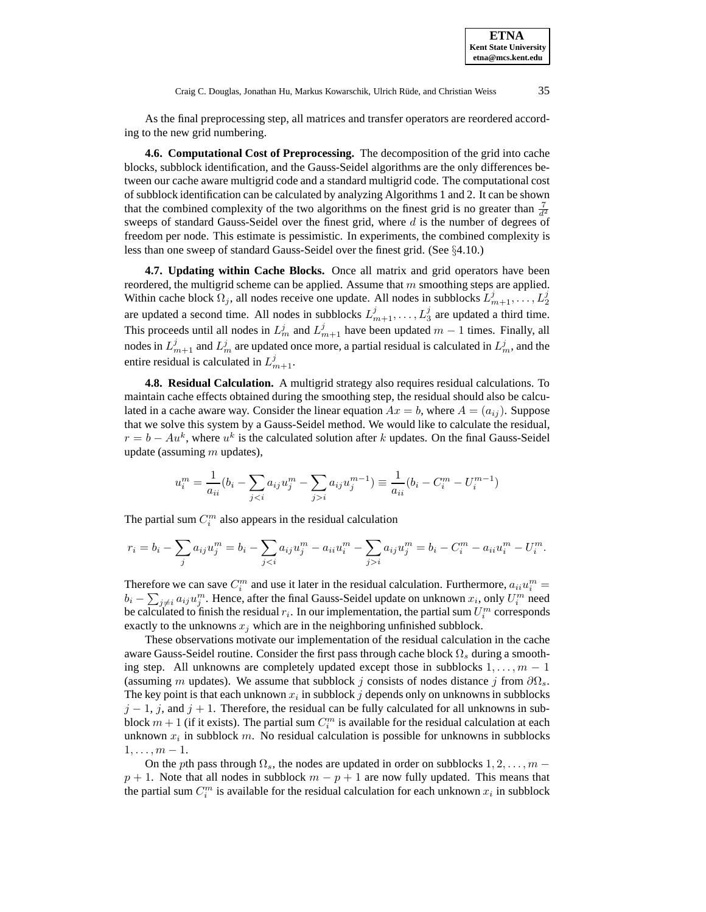As the final preprocessing step, all matrices and transfer operators are reordered according to the new grid numbering.

**4.6. Computational Cost of Preprocessing.** The decomposition of the grid into cache blocks, subblock identification, and the Gauss-Seidel algorithms are the only differences between our cache aware multigrid code and a standard multigrid code. The computational cost of subblock identification can be calculated by analyzing Algorithms 1 and 2. It can be shown that the combined complexity of the two algorithms on the finest grid is no greater than $\frac{7}{d^2}$ sweeps of standard Gauss-Seidel over the finest grid, where $d$ is the number of degrees of freedom per node. This estimate is pessimistic. In experiments, the combined complexity is less than one sweep of standard Gauss-Seidel over the finest grid. (See §4.10.)

**4.7. Updating within Cache Blocks.** Once all matrix and grid operators have been reordered, the multigrid scheme can be applied. Assume that $m$ smoothing steps are applied. Within cache block $\Omega_j$, all nodes receive one update. All nodes in subblocks $L^j_{m+1}, \ldots, L^j_2$ are updated a second time. All nodes in subblocks $L^j_{m+1}, \ldots, L^j_3$ are updated a third time. This proceeds until all nodes in $L^j_m$ and $L^j_{m+1}$ have been updated $m-1$ times. Finally, all nodes in $L^j_{m+1}$ and $L^j_m$ are updated once more, a partial residual is calculated in $L^j_m$, and the entire residual is calculated in $L^j_{m+1}$.

**4.8. Residual Calculation.** A multigrid strategy also requires residual calculations. To maintain cache effects obtained during the smoothing step, the residual should also be calculated in a cache aware way. Consider the linear equation $Ax = b$, where $A = (a_{ij})$. Suppose that we solve this system by a Gauss-Seidel method. We would like to calculate the residual, $r = b - Au^k$, where $u^k$ is the calculated solution after $k$ updates. On the final Gauss-Seidel update (assuming $m$ updates),

$$u^m_i = \frac{1}{a_{ii}}(b_i - \sum_{j<i} a_{ij}u^m_j - \sum_{j>i} a_{ij}u^{m-1}_j) \equiv \frac{1}{a_{ii}}(b_i - C^m_i - U^{m-1}_i)$$

The partial sum $C^m_i$ also appears in the residual calculation

$$r_i = b_i - \sum_j a_{ij}u^m_j = b_i - \sum_{j<i} a_{ij}u^m_j - a_{ii}u^m_i - \sum_{j>i} a_{ij}u^m_j = b_i - C^m_i - a_{ii}u^m_i - U^m_i.$$

Therefore we can save $C^m_i$ and use it later in the residual calculation. Furthermore, $a_{ii}u^m_i = b_i - \sum_{j \neq i} a_{ij}u^m_j$. Hence, after the final Gauss-Seidel update on unknown $x_i$, only $U^m_i$ need be calculated to finish the residual $r_i$. In our implementation, the partial sum $U^m_i$ corresponds exactly to the unknowns $x_j$ which are in the neighboring unfinished subblock.

These observations motivate our implementation of the residual calculation in the cache aware Gauss-Seidel routine. Consider the first pass through cache block $\Omega_s$ during a smoothing step. All unknowns are completely updated except those in subblocks $1, \ldots, m-1$ (assuming $m$ updates). We assume that subblock $j$ consists of nodes distance $j$ from $\partial\Omega_s$. The key point is that each unknown $x_i$ in subblock $j$ depends only on unknowns in subblocks $j-1$, $j$, and $j+1$. Therefore, the residual can be fully calculated for all unknowns in subblock $m+1$ (if it exists). The partial sum $C^m_i$ is available for the residual calculation at each unknown $x_i$ in subblock $m$. No residual calculation is possible for unknowns in subblocks $1, \ldots, m-1$.

On the $p$th pass through $\Omega_s$, the nodes are updated in order on subblocks $1, 2, \ldots, m-p+1$. Note that all nodes in subblock $m-p+1$ are now fully updated. This means that the partial sum $C^m_i$ is available for the residual calculation for each unknown $x_i$ in subblock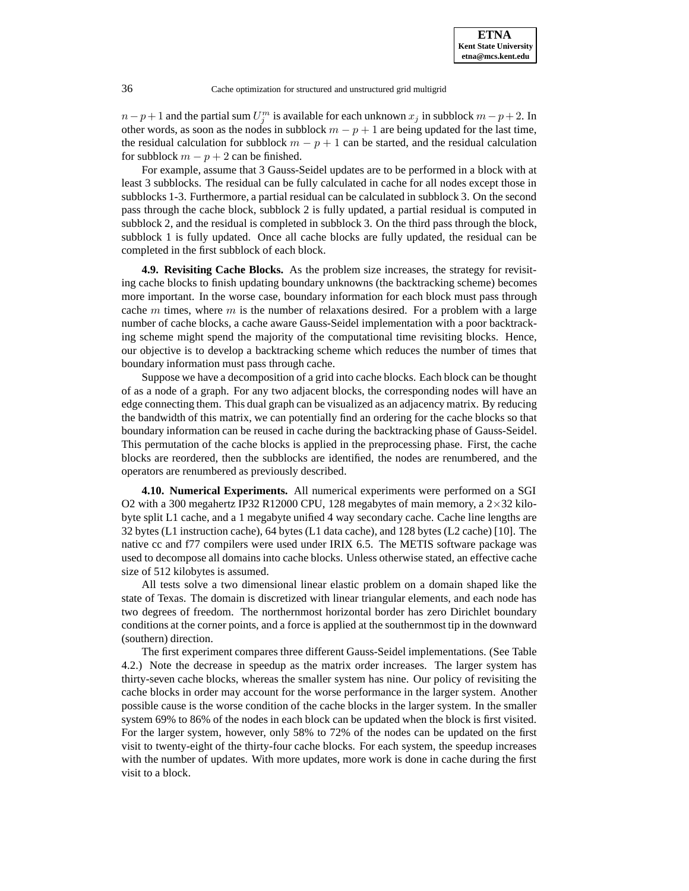$n - p + 1$ and the partial sum $U_j^m$ is available for each unknown $x_j$ in subblock $m - p + 2$. In other words, as soon as the nodes in subblock $m - p + 1$ are being updated for the last time, the residual calculation for subblock $m - p + 1$ can be started, and the residual calculation for subblock $m - p + 2$ can be finished.

For example, assume that 3 Gauss-Seidel updates are to be performed in a block with at least 3 subblocks. The residual can be fully calculated in cache for all nodes except those in subblocks 1-3. Furthermore, a partial residual can be calculated in subblock 3. On the second pass through the cache block, subblock 2 is fully updated, a partial residual is computed in subblock 2, and the residual is completed in subblock 3. On the third pass through the block, subblock 1 is fully updated. Once all cache blocks are fully updated, the residual can be completed in the first subblock of each block.

**4.9. Revisiting Cache Blocks.** As the problem size increases, the strategy for revisiting cache blocks to finish updating boundary unknowns (the backtracking scheme) becomes more important. In the worse case, boundary information for each block must pass through cache $m$ times, where $m$ is the number of relaxations desired. For a problem with a large number of cache blocks, a cache aware Gauss-Seidel implementation with a poor backtracking scheme might spend the majority of the computational time revisiting blocks. Hence, our objective is to develop a backtracking scheme which reduces the number of times that boundary information must pass through cache.

Suppose we have a decomposition of a grid into cache blocks. Each block can be thought of as a node of a graph. For any two adjacent blocks, the corresponding nodes will have an edge connecting them. This dual graph can be visualized as an adjacency matrix. By reducing the bandwidth of this matrix, we can potentially find an ordering for the cache blocks so that boundary information can be reused in cache during the backtracking phase of Gauss-Seidel. This permutation of the cache blocks is applied in the preprocessing phase. First, the cache blocks are reordered, then the subblocks are identified, the nodes are renumbered, and the operators are renumbered as previously described.

**4.10. Numerical Experiments.** All numerical experiments were performed on a SGI O2 with a 300 megahertz IP32 R12000 CPU, 128 megabytes of main memory, a $2\times32$ kilobyte split L1 cache, and a 1 megabyte unified 4 way secondary cache. Cache line lengths are 32 bytes (L1 instruction cache), 64 bytes (L1 data cache), and 128 bytes (L2 cache) [10]. The native cc and f77 compilers were used under IRIX 6.5. The METIS software package was used to decompose all domains into cache blocks. Unless otherwise stated, an effective cache size of 512 kilobytes is assumed.

All tests solve a two dimensional linear elastic problem on a domain shaped like the state of Texas. The domain is discretized with linear triangular elements, and each node has two degrees of freedom. The northernmost horizontal border has zero Dirichlet boundary conditions at the corner points, and a force is applied at the southernmost tip in the downward (southern) direction.

The first experiment compares three different Gauss-Seidel implementations. (See Table 4.2.) Note the decrease in speedup as the matrix order increases. The larger system has thirty-seven cache blocks, whereas the smaller system has nine. Our policy of revisiting the cache blocks in order may account for the worse performance in the larger system. Another possible cause is the worse condition of the cache blocks in the larger system. In the smaller system 69% to 86% of the nodes in each block can be updated when the block is first visited. For the larger system, however, only 58% to 72% of the nodes can be updated on the first visit to twenty-eight of the thirty-four cache blocks. For each system, the speedup increases with the number of updates. With more updates, more work is done in cache during the first visit to a block.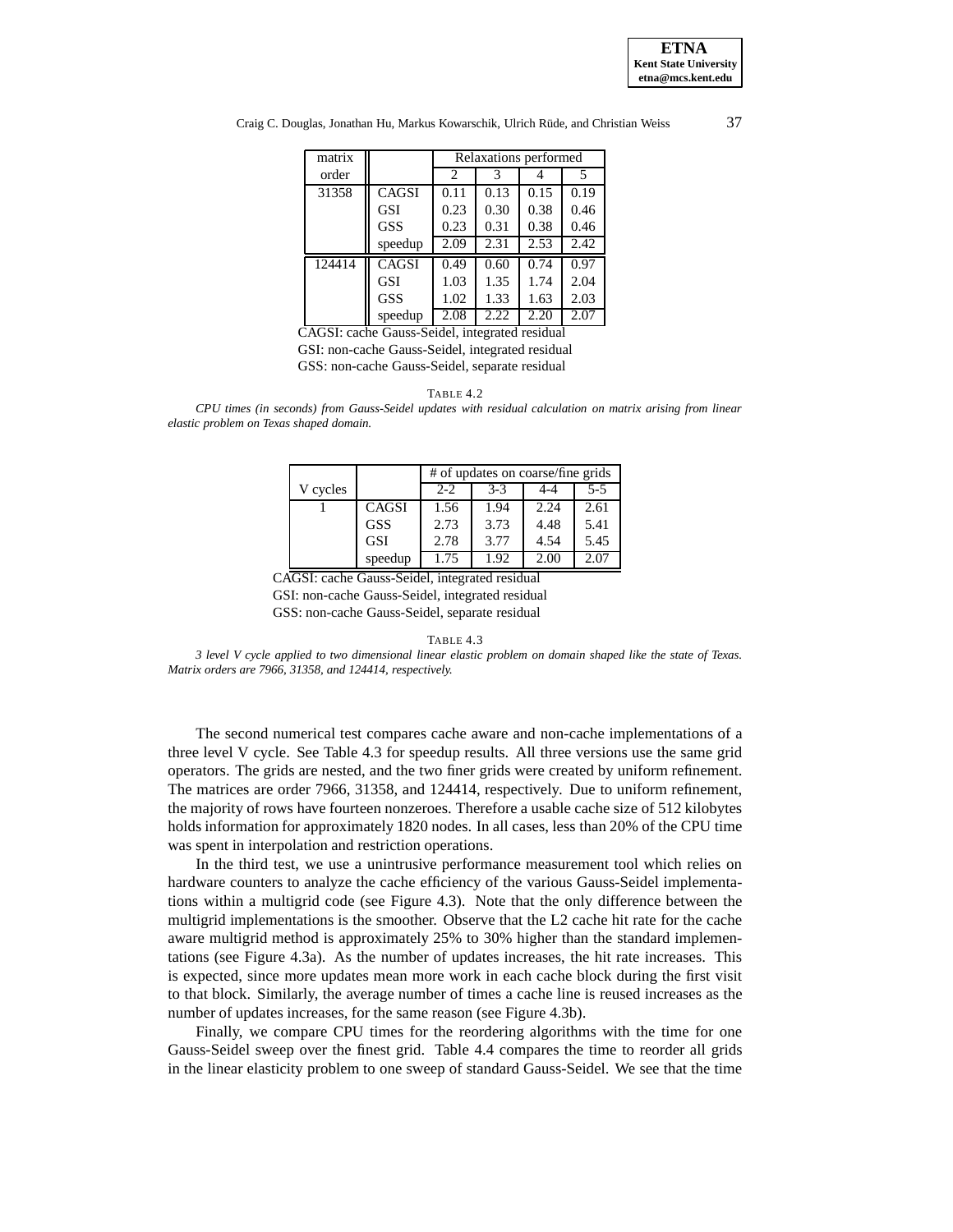| matrix order | | Relaxations performed | | | |
|---|---|---|---|---|---|
| | | 2 | 3 | 4 | 5 |
| 31358 | CAGSI | 0.11 | 0.13 | 0.15 | 0.19 |
| | GSI | 0.23 | 0.30 | 0.38 | 0.46 |
| | GSS | 0.23 | 0.31 | 0.38 | 0.46 |
| | speedup | 2.09 | 2.31 | 2.53 | 2.42 |
| 124414 | CAGSI | 0.49 | 0.60 | 0.74 | 0.97 |
| | GSI | 1.03 | 1.35 | 1.74 | 2.04 |
| | GSS | 1.02 | 1.33 | 1.63 | 2.03 |
| | speedup | 2.08 | 2.22 | 2.20 | 2.07 |

CAGSI: cache Gauss-Seidel, integrated residual
GSI: non-cache Gauss-Seidel, integrated residual
GSS: non-cache Gauss-Seidel, separate residual

TABLE 4.2

*CPU times (in seconds) from Gauss-Seidel updates with residual calculation on matrix arising from linear elastic problem on Texas shaped domain.*

| V cycles | | # of updates on coarse/fine grids | | | |
|---|---|---|---|---|---|
| | | 2-2 | 3-3 | 4-4 | 5-5 |
| 1 | CAGSI | 1.56 | 1.94 | 2.24 | 2.61 |
| | GSS | 2.73 | 3.73 | 4.48 | 5.41 |
| | GSI | 2.78 | 3.77 | 4.54 | 5.45 |
| | speedup | 1.75 | 1.92 | 2.00 | 2.07 |

CAGSI: cache Gauss-Seidel, integrated residual
GSI: non-cache Gauss-Seidel, integrated residual
GSS: non-cache Gauss-Seidel, separate residual

TABLE 4.3

*3 level V cycle applied to two dimensional linear elastic problem on domain shaped like the state of Texas. Matrix orders are 7966, 31358, and 124414, respectively.*

The second numerical test compares cache aware and non-cache implementations of a three level V cycle. See Table 4.3 for speedup results. All three versions use the same grid operators. The grids are nested, and the two finer grids were created by uniform refinement. The matrices are order 7966, 31358, and 124414, respectively. Due to uniform refinement, the majority of rows have fourteen nonzeroes. Therefore a usable cache size of 512 kilobytes holds information for approximately 1820 nodes. In all cases, less than 20% of the CPU time was spent in interpolation and restriction operations.

In the third test, we use a unintrusive performance measurement tool which relies on hardware counters to analyze the cache efficiency of the various Gauss-Seidel implementations within a multigrid code (see Figure 4.3). Note that the only difference between the multigrid implementations is the smoother. Observe that the L2 cache hit rate for the cache aware multigrid method is approximately 25% to 30% higher than the standard implementations (see Figure 4.3a). As the number of updates increases, the hit rate increases. This is expected, since more updates mean more work in each cache block during the first visit to that block. Similarly, the average number of times a cache line is reused increases as the number of updates increases, for the same reason (see Figure 4.3b).

Finally, we compare CPU times for the reordering algorithms with the time for one Gauss-Seidel sweep over the finest grid. Table 4.4 compares the time to reorder all grids in the linear elasticity problem to one sweep of standard Gauss-Seidel. We see that the time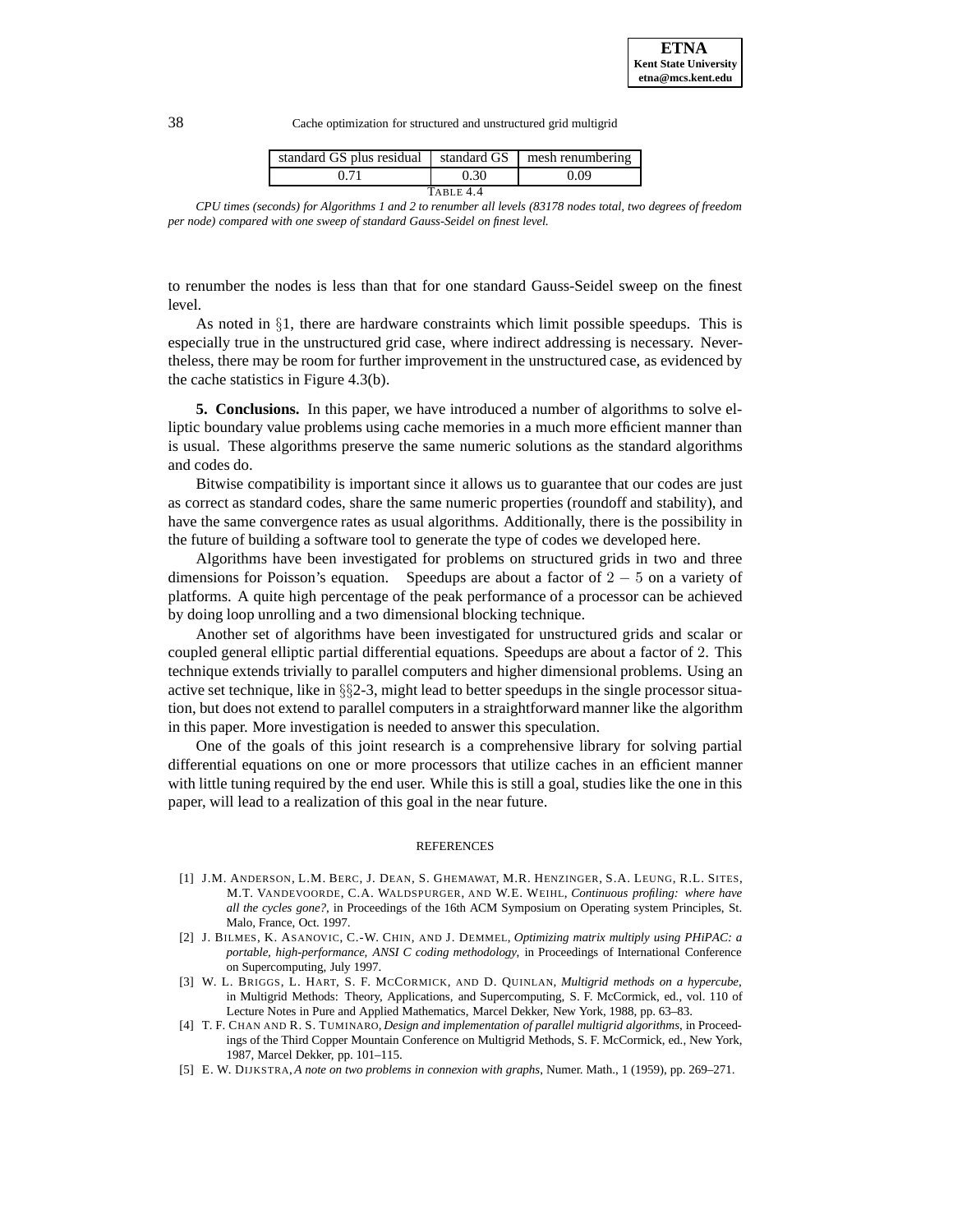| standard GS plus residual | standard GS | mesh renumbering |
| --- | --- | --- |
| 0.71 | 0.30 | 0.09 |

TABLE 4.4

*CPU times (seconds) for Algorithms 1 and 2 to renumber all levels (83178 nodes total, two degrees of freedom per node) compared with one sweep of standard Gauss-Seidel on finest level.*

to renumber the nodes is less than that for one standard Gauss-Seidel sweep on the finest level.

As noted in §1, there are hardware constraints which limit possible speedups. This is especially true in the unstructured grid case, where indirect addressing is necessary. Nevertheless, there may be room for further improvement in the unstructured case, as evidenced by the cache statistics in Figure 4.3(b).

**5. Conclusions.** In this paper, we have introduced a number of algorithms to solve elliptic boundary value problems using cache memories in a much more efficient manner than is usual. These algorithms preserve the same numeric solutions as the standard algorithms and codes do.

Bitwise compatibility is important since it allows us to guarantee that our codes are just as correct as standard codes, share the same numeric properties (roundoff and stability), and have the same convergence rates as usual algorithms. Additionally, there is the possibility in the future of building a software tool to generate the type of codes we developed here.

Algorithms have been investigated for problems on structured grids in two and three dimensions for Poisson's equation. Speedups are about a factor of $2 - 5$ on a variety of platforms. A quite high percentage of the peak performance of a processor can be achieved by doing loop unrolling and a two dimensional blocking technique.

Another set of algorithms have been investigated for unstructured grids and scalar or coupled general elliptic partial differential equations. Speedups are about a factor of 2. This technique extends trivially to parallel computers and higher dimensional problems. Using an active set technique, like in §§2-3, might lead to better speedups in the single processor situation, but does not extend to parallel computers in a straightforward manner like the algorithm in this paper. More investigation is needed to answer this speculation.

One of the goals of this joint research is a comprehensive library for solving partial differential equations on one or more processors that utilize caches in an efficient manner with little tuning required by the end user. While this is still a goal, studies like the one in this paper, will lead to a realization of this goal in the near future.

## REFERENCES

[1] J.M. ANDERSON, L.M. BERC, J. DEAN, S. GHEMAWAT, M.R. HENZINGER, S.A. LEUNG, R.L. SITES, M.T. VANDEVOORDE, C.A. WALDSPURGER, AND W.E. WEIHL, *Continuous profiling: where have all the cycles gone?*, in Proceedings of the 16th ACM Symposium on Operating system Principles, St. Malo, France, Oct. 1997.

[2] J. BILMES, K. ASANOVIC, C.-W. CHIN, AND J. DEMMEL, *Optimizing matrix multiply using PHiPAC: a portable, high-performance, ANSI C coding methodology*, in Proceedings of International Conference on Supercomputing, July 1997.

[3] W. L. BRIGGS, L. HART, S. F. MCCORMICK, AND D. QUINLAN, *Multigrid methods on a hypercube*, in Multigrid Methods: Theory, Applications, and Supercomputing, S. F. McCormick, ed., vol. 110 of Lecture Notes in Pure and Applied Mathematics, Marcel Dekker, New York, 1988, pp. 63–83.

[4] T. F. CHAN AND R. S. TUMINARO, *Design and implementation of parallel multigrid algorithms*, in Proceedings of the Third Copper Mountain Conference on Multigrid Methods, S. F. McCormick, ed., New York, 1987, Marcel Dekker, pp. 101–115.

[5] E. W. DIJKSTRA, *A note on two problems in connexion with graphs*, Numer. Math., 1 (1959), pp. 269–271.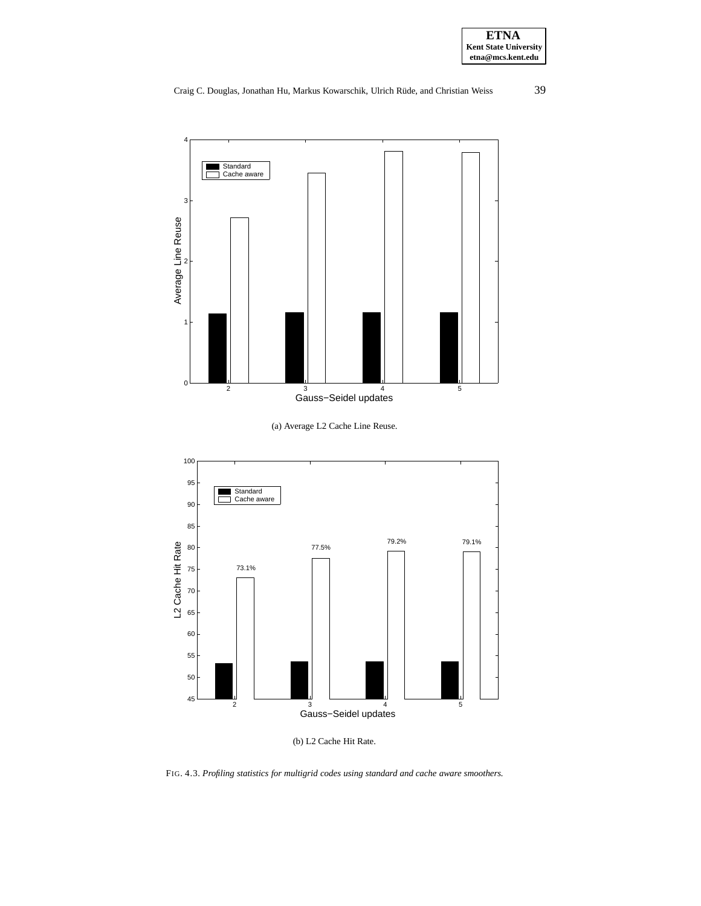(a) Average L2 Cache Line Reuse.

(b) L2 Cache Hit Rate.

FIG. 4.3. *Profiling statistics for multigrid codes using standard and cache aware smoothers.*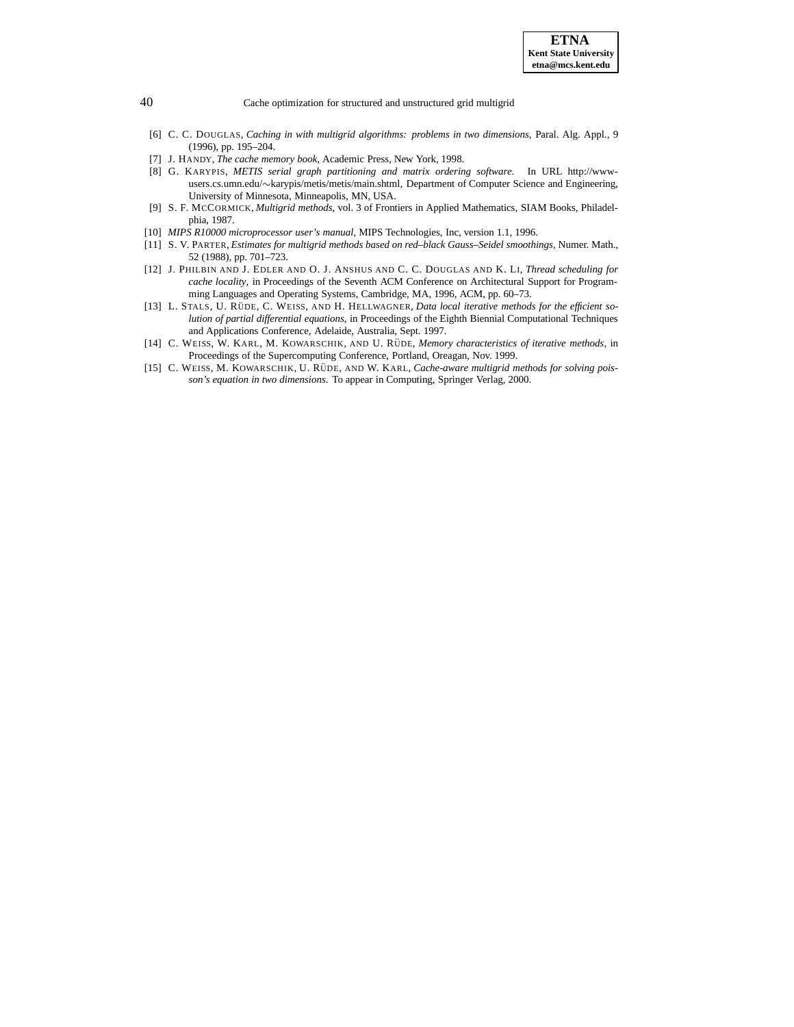[6] C. C. Douglas, *Caching in with multigrid algorithms: problems in two dimensions*, Paral. Alg. Appl., 9 (1996), pp. 195–204.

[7] J. Handy, *The cache memory book*, Academic Press, New York, 1998.

[8] G. Karypis, *METIS serial graph partitioning and matrix ordering software*. In URL http://www-users.cs.umn.edu/∼karypis/metis/metis/main.shtml, Department of Computer Science and Engineering, University of Minnesota, Minneapolis, MN, USA.

[9] S. F. McCormick, *Multigrid methods*, vol. 3 of Frontiers in Applied Mathematics, SIAM Books, Philadelphia, 1987.

[10] *MIPS R10000 microprocessor user's manual*, MIPS Technologies, Inc, version 1.1, 1996.

[11] S. V. Parter, *Estimates for multigrid methods based on red–black Gauss–Seidel smoothings*, Numer. Math., 52 (1988), pp. 701–723.

[12] J. Philbin and J. Edler and O. J. Anshus and C. C. Douglas and K. Li, *Thread scheduling for cache locality*, in Proceedings of the Seventh ACM Conference on Architectural Support for Programming Languages and Operating Systems, Cambridge, MA, 1996, ACM, pp. 60–73.

[13] L. Stals, U. Rüde, C. Weiss, and H. Hellwagner, *Data local iterative methods for the efficient solution of partial differential equations*, in Proceedings of the Eighth Biennial Computational Techniques and Applications Conference, Adelaide, Australia, Sept. 1997.

[14] C. Weiss, W. Karl, M. Kowarschik, and U. Rüde, *Memory characteristics of iterative methods*, in Proceedings of the Supercomputing Conference, Portland, Oreagan, Nov. 1999.

[15] C. Weiss, M. Kowarschik, U. Rüde, and W. Karl, *Cache-aware multigrid methods for solving poisson's equation in two dimensions*. To appear in Computing, Springer Verlag, 2000.